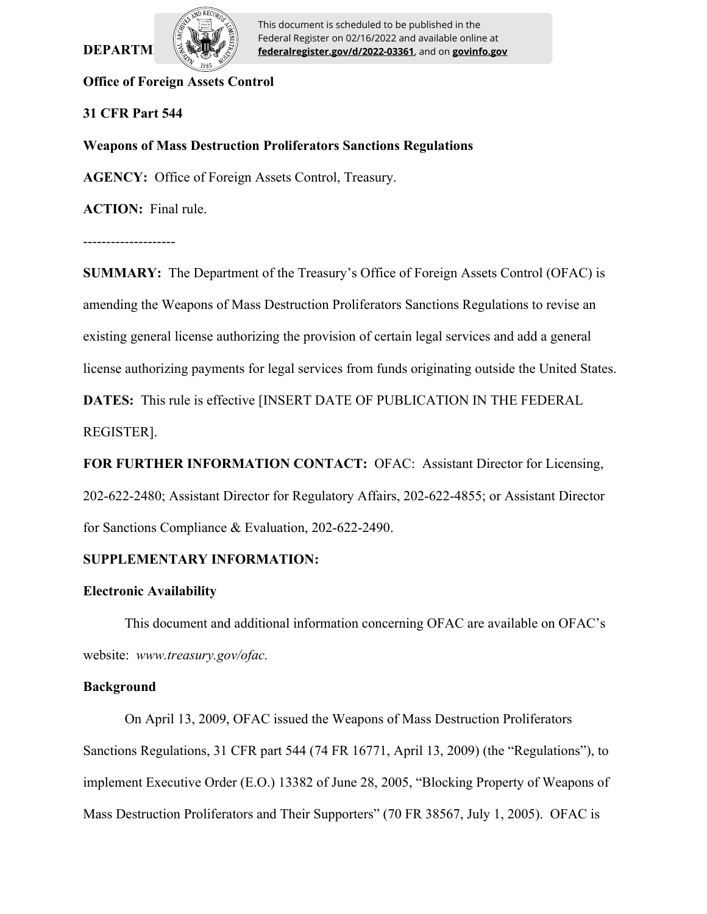**DEPARTM**

This document is scheduled to be published in the Federal Register on 02/16/2022 and available online at **federalregister.gov/d/2022-03361**, and on **govinfo.gov**

**Office of Foreign Assets Control**

**31 CFR Part 544**

**Weapons of Mass Destruction Proliferators Sanctions Regulations**

**AGENCY:** Office of Foreign Assets Control, Treasury.

**ACTION:** Final rule.

--------------------

**SUMMARY:** The Department of the Treasury's Office of Foreign Assets Control (OFAC) is amending the Weapons of Mass Destruction Proliferators Sanctions Regulations to revise an existing general license authorizing the provision of certain legal services and add a general license authorizing payments for legal services from funds originating outside the United States.

**DATES:** This rule is effective [INSERT DATE OF PUBLICATION IN THE FEDERAL REGISTER].

**FOR FURTHER INFORMATION CONTACT:** OFAC: Assistant Director for Licensing, 202-622-2480; Assistant Director for Regulatory Affairs, 202-622-4855; or Assistant Director for Sanctions Compliance & Evaluation, 202-622-2490.

**SUPPLEMENTARY INFORMATION:**

**Electronic Availability**

This document and additional information concerning OFAC are available on OFAC's website: *www.treasury.gov/ofac.*

**Background**

On April 13, 2009, OFAC issued the Weapons of Mass Destruction Proliferators Sanctions Regulations, 31 CFR part 544 (74 FR 16771, April 13, 2009) (the "Regulations"), to implement Executive Order (E.O.) 13382 of June 28, 2005, "Blocking Property of Weapons of Mass Destruction Proliferators and Their Supporters" (70 FR 38567, July 1, 2005). OFAC is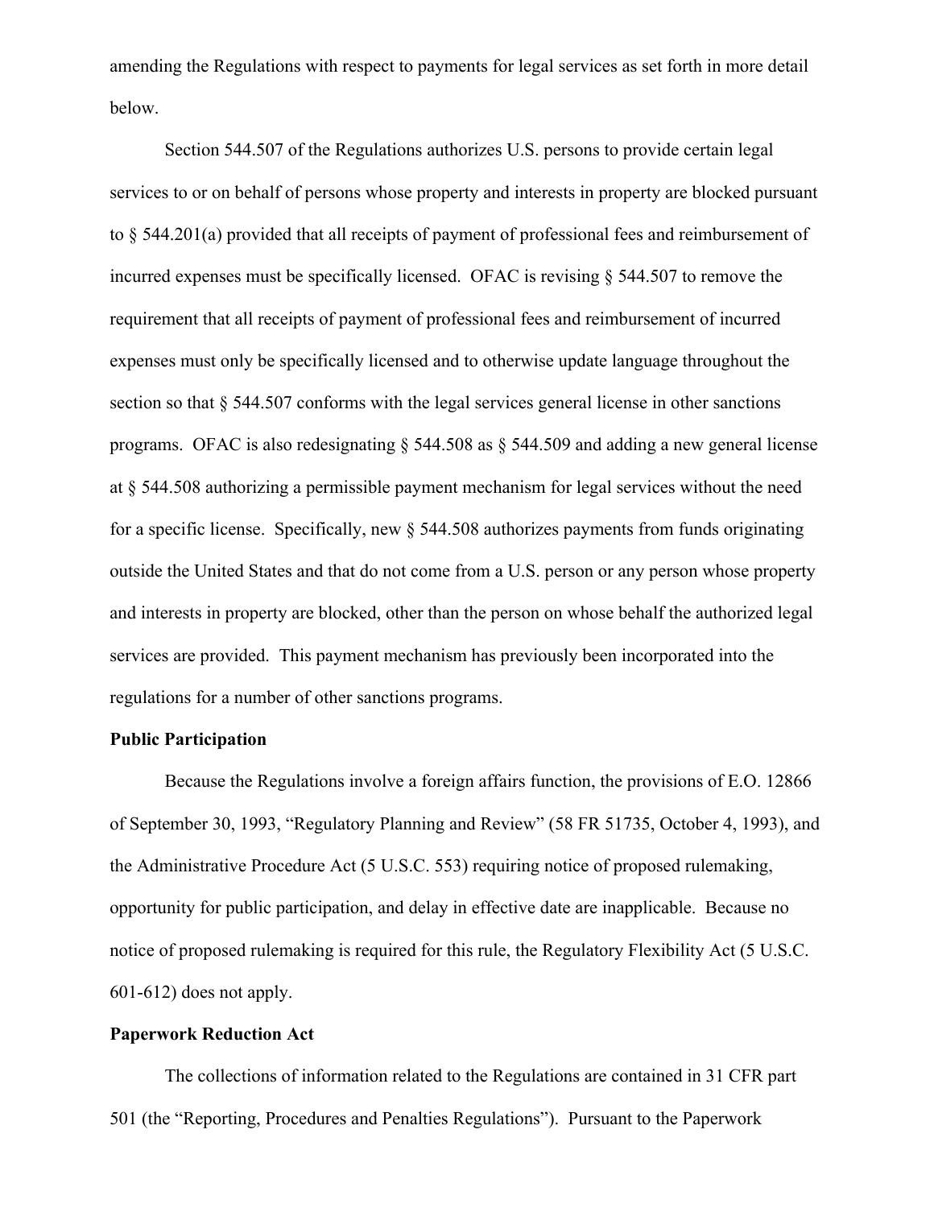amending the Regulations with respect to payments for legal services as set forth in more detail below.

Section 544.507 of the Regulations authorizes U.S. persons to provide certain legal services to or on behalf of persons whose property and interests in property are blocked pursuant to § 544.201(a) provided that all receipts of payment of professional fees and reimbursement of incurred expenses must be specifically licensed. OFAC is revising § 544.507 to remove the requirement that all receipts of payment of professional fees and reimbursement of incurred expenses must only be specifically licensed and to otherwise update language throughout the section so that § 544.507 conforms with the legal services general license in other sanctions programs. OFAC is also redesignating § 544.508 as § 544.509 and adding a new general license at § 544.508 authorizing a permissible payment mechanism for legal services without the need for a specific license. Specifically, new § 544.508 authorizes payments from funds originating outside the United States and that do not come from a U.S. person or any person whose property and interests in property are blocked, other than the person on whose behalf the authorized legal services are provided. This payment mechanism has previously been incorporated into the regulations for a number of other sanctions programs.

**Public Participation**

Because the Regulations involve a foreign affairs function, the provisions of E.O. 12866 of September 30, 1993, "Regulatory Planning and Review" (58 FR 51735, October 4, 1993), and the Administrative Procedure Act (5 U.S.C. 553) requiring notice of proposed rulemaking, opportunity for public participation, and delay in effective date are inapplicable. Because no notice of proposed rulemaking is required for this rule, the Regulatory Flexibility Act (5 U.S.C. 601-612) does not apply.

**Paperwork Reduction Act**

The collections of information related to the Regulations are contained in 31 CFR part 501 (the "Reporting, Procedures and Penalties Regulations"). Pursuant to the Paperwork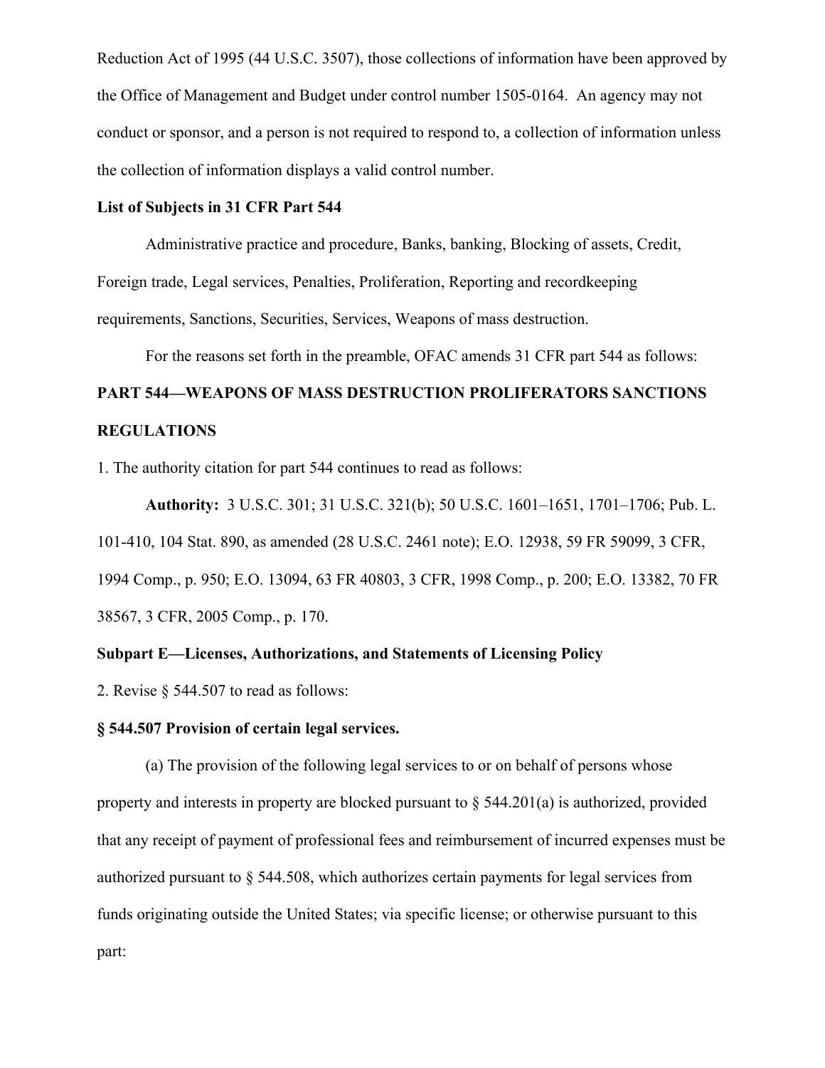Reduction Act of 1995 (44 U.S.C. 3507), those collections of information have been approved by the Office of Management and Budget under control number 1505-0164. An agency may not conduct or sponsor, and a person is not required to respond to, a collection of information unless the collection of information displays a valid control number.

**List of Subjects in 31 CFR Part 544**

Administrative practice and procedure, Banks, banking, Blocking of assets, Credit, Foreign trade, Legal services, Penalties, Proliferation, Reporting and recordkeeping requirements, Sanctions, Securities, Services, Weapons of mass destruction.

For the reasons set forth in the preamble, OFAC amends 31 CFR part 544 as follows:

**PART 544—WEAPONS OF MASS DESTRUCTION PROLIFERATORS SANCTIONS REGULATIONS**

1. The authority citation for part 544 continues to read as follows:

**Authority:** 3 U.S.C. 301; 31 U.S.C. 321(b); 50 U.S.C. 1601–1651, 1701–1706; Pub. L. 101-410, 104 Stat. 890, as amended (28 U.S.C. 2461 note); E.O. 12938, 59 FR 59099, 3 CFR, 1994 Comp., p. 950; E.O. 13094, 63 FR 40803, 3 CFR, 1998 Comp., p. 200; E.O. 13382, 70 FR 38567, 3 CFR, 2005 Comp., p. 170.

**Subpart E—Licenses, Authorizations, and Statements of Licensing Policy**

2. Revise § 544.507 to read as follows:

**§ 544.507 Provision of certain legal services.**

(a) The provision of the following legal services to or on behalf of persons whose property and interests in property are blocked pursuant to § 544.201(a) is authorized, provided that any receipt of payment of professional fees and reimbursement of incurred expenses must be authorized pursuant to § 544.508, which authorizes certain payments for legal services from funds originating outside the United States; via specific license; or otherwise pursuant to this part: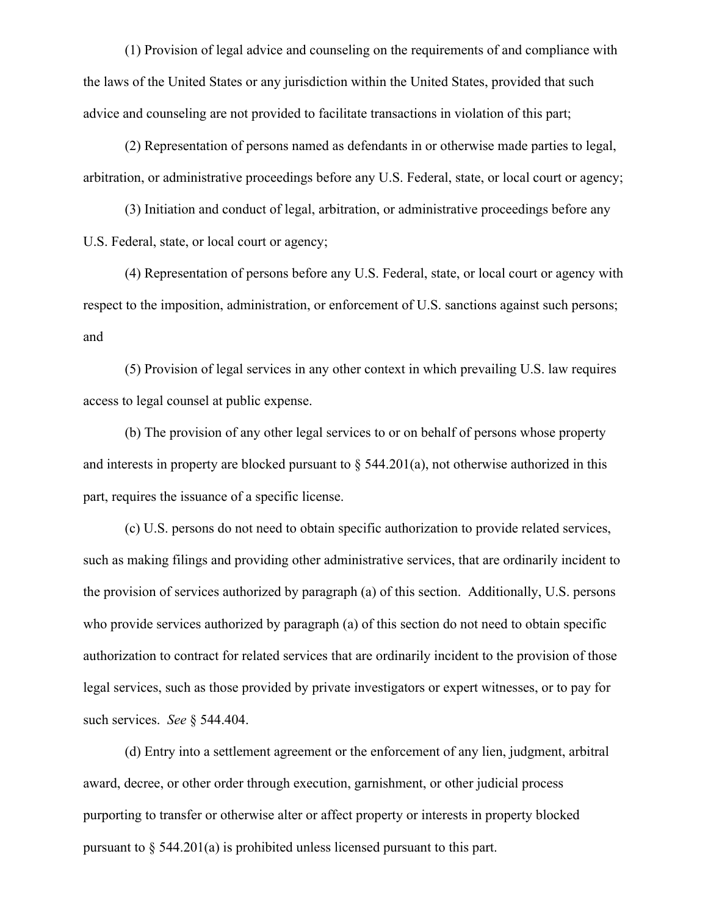(1) Provision of legal advice and counseling on the requirements of and compliance with the laws of the United States or any jurisdiction within the United States, provided that such advice and counseling are not provided to facilitate transactions in violation of this part;

(2) Representation of persons named as defendants in or otherwise made parties to legal, arbitration, or administrative proceedings before any U.S. Federal, state, or local court or agency;

(3) Initiation and conduct of legal, arbitration, or administrative proceedings before any U.S. Federal, state, or local court or agency;

(4) Representation of persons before any U.S. Federal, state, or local court or agency with respect to the imposition, administration, or enforcement of U.S. sanctions against such persons; and

(5) Provision of legal services in any other context in which prevailing U.S. law requires access to legal counsel at public expense.

(b) The provision of any other legal services to or on behalf of persons whose property and interests in property are blocked pursuant to § 544.201(a), not otherwise authorized in this part, requires the issuance of a specific license.

(c) U.S. persons do not need to obtain specific authorization to provide related services, such as making filings and providing other administrative services, that are ordinarily incident to the provision of services authorized by paragraph (a) of this section. Additionally, U.S. persons who provide services authorized by paragraph (a) of this section do not need to obtain specific authorization to contract for related services that are ordinarily incident to the provision of those legal services, such as those provided by private investigators or expert witnesses, or to pay for such services. *See* § 544.404.

(d) Entry into a settlement agreement or the enforcement of any lien, judgment, arbitral award, decree, or other order through execution, garnishment, or other judicial process purporting to transfer or otherwise alter or affect property or interests in property blocked pursuant to § 544.201(a) is prohibited unless licensed pursuant to this part.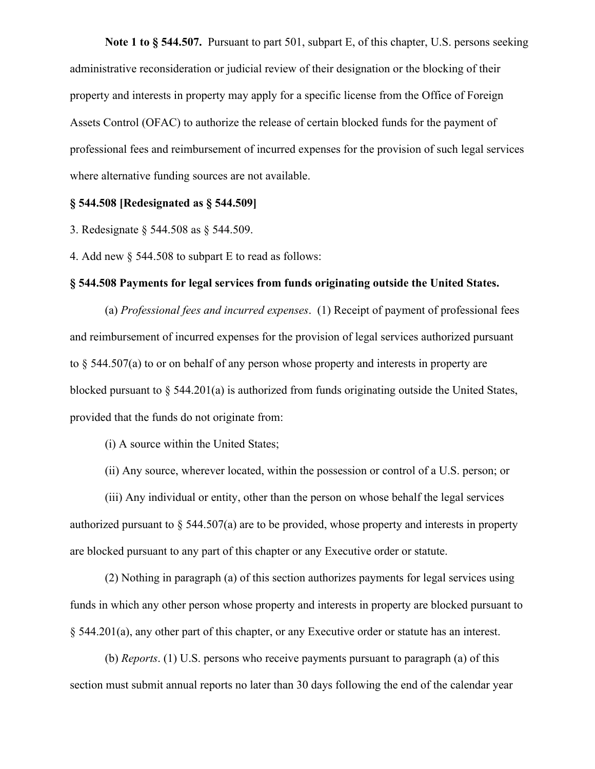**Note 1 to § 544.507.** Pursuant to part 501, subpart E, of this chapter, U.S. persons seeking administrative reconsideration or judicial review of their designation or the blocking of their property and interests in property may apply for a specific license from the Office of Foreign Assets Control (OFAC) to authorize the release of certain blocked funds for the payment of professional fees and reimbursement of incurred expenses for the provision of such legal services where alternative funding sources are not available.

**§ 544.508 [Redesignated as § 544.509]**

3. Redesignate § 544.508 as § 544.509.

4. Add new § 544.508 to subpart E to read as follows:

**§ 544.508 Payments for legal services from funds originating outside the United States.**

(a) *Professional fees and incurred expenses*. (1) Receipt of payment of professional fees and reimbursement of incurred expenses for the provision of legal services authorized pursuant to § 544.507(a) to or on behalf of any person whose property and interests in property are blocked pursuant to § 544.201(a) is authorized from funds originating outside the United States, provided that the funds do not originate from:

(i) A source within the United States;

(ii) Any source, wherever located, within the possession or control of a U.S. person; or

(iii) Any individual or entity, other than the person on whose behalf the legal services authorized pursuant to § 544.507(a) are to be provided, whose property and interests in property are blocked pursuant to any part of this chapter or any Executive order or statute.

(2) Nothing in paragraph (a) of this section authorizes payments for legal services using funds in which any other person whose property and interests in property are blocked pursuant to § 544.201(a), any other part of this chapter, or any Executive order or statute has an interest.

(b) *Reports*. (1) U.S. persons who receive payments pursuant to paragraph (a) of this section must submit annual reports no later than 30 days following the end of the calendar year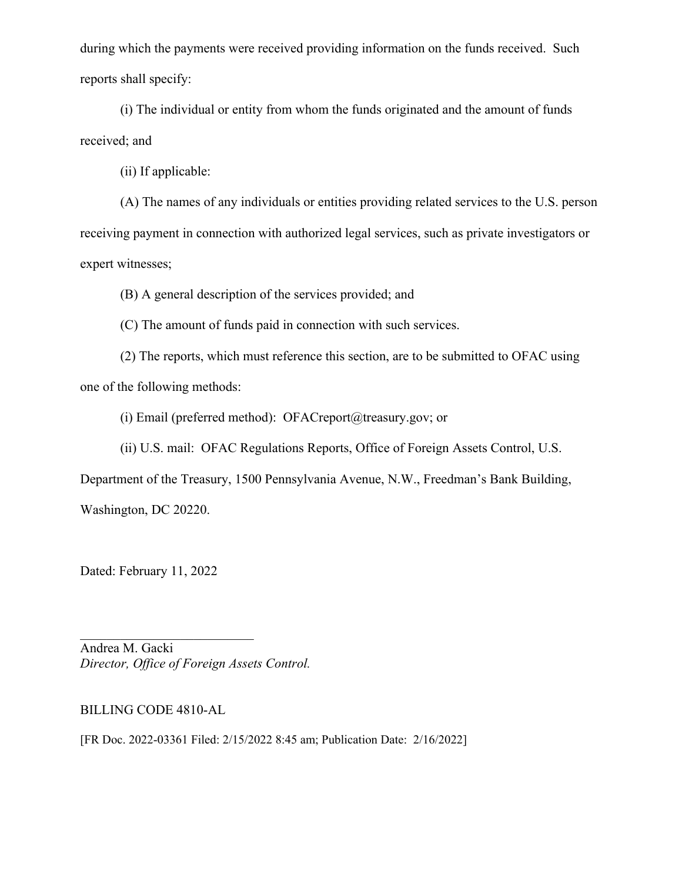during which the payments were received providing information on the funds received. Such reports shall specify:

(i) The individual or entity from whom the funds originated and the amount of funds received; and

(ii) If applicable:

(A) The names of any individuals or entities providing related services to the U.S. person receiving payment in connection with authorized legal services, such as private investigators or expert witnesses;

(B) A general description of the services provided; and

(C) The amount of funds paid in connection with such services.

(2) The reports, which must reference this section, are to be submitted to OFAC using one of the following methods:

(i) Email (preferred method): OFACreport@treasury.gov; or

(ii) U.S. mail: OFAC Regulations Reports, Office of Foreign Assets Control, U.S. Department of the Treasury, 1500 Pennsylvania Avenue, N.W., Freedman's Bank Building, Washington, DC 20220.

Dated: February 11, 2022

\_\_\_\_\_\_\_\_\_\_\_\_\_\_\_\_\_\_\_\_\_\_\_\_\_\_\_

Andrea M. Gacki
*Director, Office of Foreign Assets Control.*

BILLING CODE 4810-AL

[FR Doc. 2022-03361 Filed: 2/15/2022 8:45 am; Publication Date: 2/16/2022]